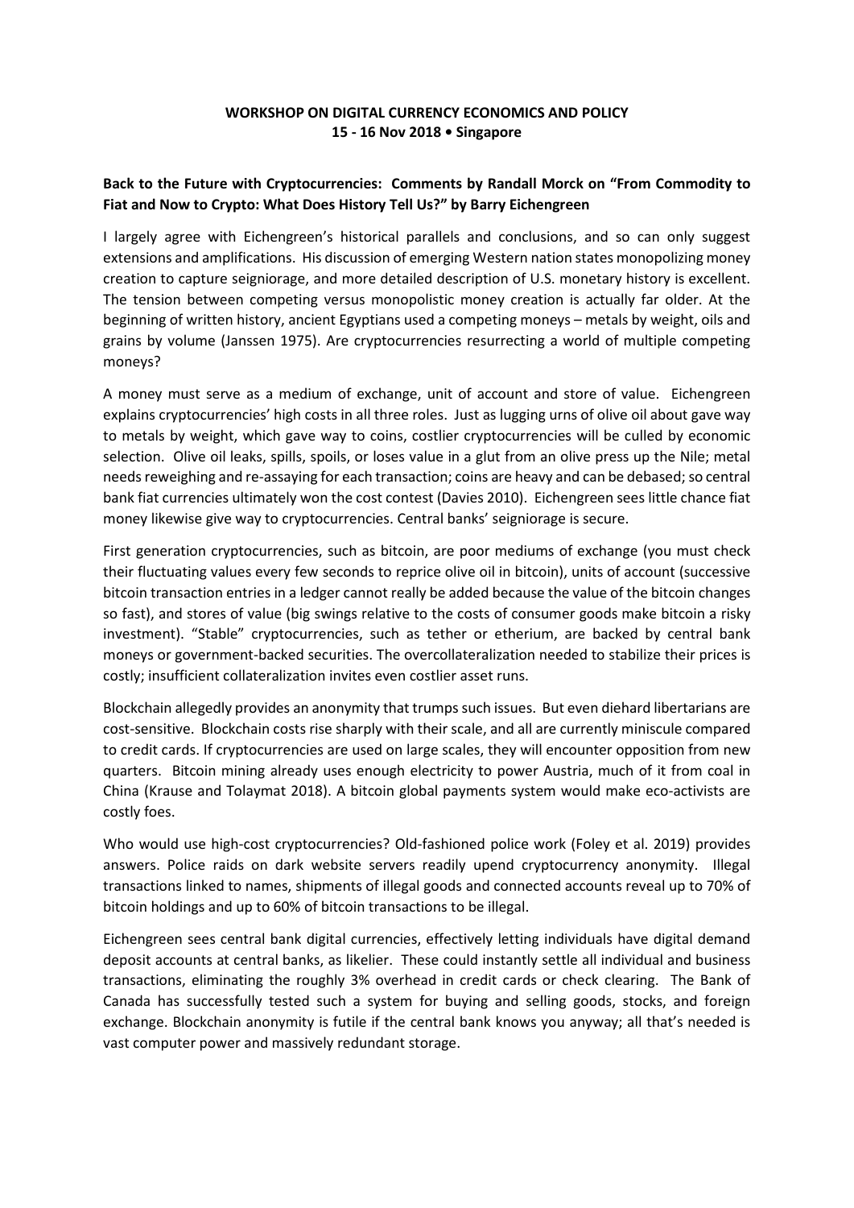**WORKSHOP ON DIGITAL CURRENCY ECONOMICS AND POLICY**
**15 - 16 Nov 2018 • Singapore**

**Back to the Future with Cryptocurrencies: Comments by Randall Morck on "From Commodity to Fiat and Now to Crypto: What Does History Tell Us?" by Barry Eichengreen**

I largely agree with Eichengreen's historical parallels and conclusions, and so can only suggest extensions and amplifications. His discussion of emerging Western nation states monopolizing money creation to capture seigniorage, and more detailed description of U.S. monetary history is excellent. The tension between competing versus monopolistic money creation is actually far older. At the beginning of written history, ancient Egyptians used a competing moneys – metals by weight, oils and grains by volume (Janssen 1975). Are cryptocurrencies resurrecting a world of multiple competing moneys?

A money must serve as a medium of exchange, unit of account and store of value. Eichengreen explains cryptocurrencies' high costs in all three roles. Just as lugging urns of olive oil about gave way to metals by weight, which gave way to coins, costlier cryptocurrencies will be culled by economic selection. Olive oil leaks, spills, spoils, or loses value in a glut from an olive press up the Nile; metal needs reweighing and re-assaying for each transaction; coins are heavy and can be debased; so central bank fiat currencies ultimately won the cost contest (Davies 2010). Eichengreen sees little chance fiat money likewise give way to cryptocurrencies. Central banks' seigniorage is secure.

First generation cryptocurrencies, such as bitcoin, are poor mediums of exchange (you must check their fluctuating values every few seconds to reprice olive oil in bitcoin), units of account (successive bitcoin transaction entries in a ledger cannot really be added because the value of the bitcoin changes so fast), and stores of value (big swings relative to the costs of consumer goods make bitcoin a risky investment). "Stable" cryptocurrencies, such as tether or etherium, are backed by central bank moneys or government-backed securities. The overcollateralization needed to stabilize their prices is costly; insufficient collateralization invites even costlier asset runs.

Blockchain allegedly provides an anonymity that trumps such issues. But even diehard libertarians are cost-sensitive. Blockchain costs rise sharply with their scale, and all are currently miniscule compared to credit cards. If cryptocurrencies are used on large scales, they will encounter opposition from new quarters. Bitcoin mining already uses enough electricity to power Austria, much of it from coal in China (Krause and Tolaymat 2018). A bitcoin global payments system would make eco-activists are costly foes.

Who would use high-cost cryptocurrencies? Old-fashioned police work (Foley et al. 2019) provides answers. Police raids on dark website servers readily upend cryptocurrency anonymity. Illegal transactions linked to names, shipments of illegal goods and connected accounts reveal up to 70% of bitcoin holdings and up to 60% of bitcoin transactions to be illegal.

Eichengreen sees central bank digital currencies, effectively letting individuals have digital demand deposit accounts at central banks, as likelier. These could instantly settle all individual and business transactions, eliminating the roughly 3% overhead in credit cards or check clearing. The Bank of Canada has successfully tested such a system for buying and selling goods, stocks, and foreign exchange. Blockchain anonymity is futile if the central bank knows you anyway; all that's needed is vast computer power and massively redundant storage.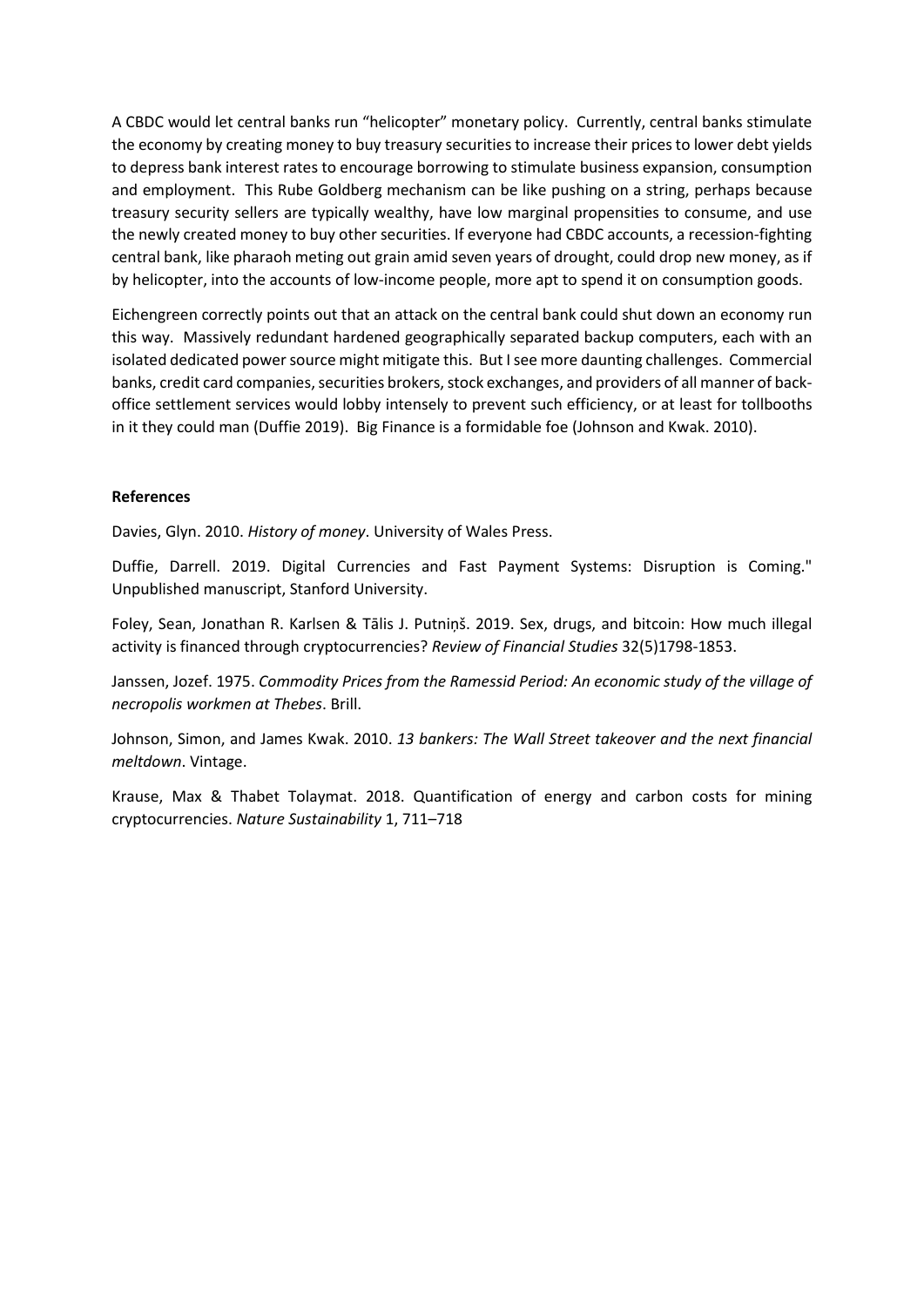A CBDC would let central banks run "helicopter" monetary policy. Currently, central banks stimulate the economy by creating money to buy treasury securities to increase their prices to lower debt yields to depress bank interest rates to encourage borrowing to stimulate business expansion, consumption and employment. This Rube Goldberg mechanism can be like pushing on a string, perhaps because treasury security sellers are typically wealthy, have low marginal propensities to consume, and use the newly created money to buy other securities. If everyone had CBDC accounts, a recession-fighting central bank, like pharaoh meting out grain amid seven years of drought, could drop new money, as if by helicopter, into the accounts of low-income people, more apt to spend it on consumption goods.

Eichengreen correctly points out that an attack on the central bank could shut down an economy run this way. Massively redundant hardened geographically separated backup computers, each with an isolated dedicated power source might mitigate this. But I see more daunting challenges. Commercial banks, credit card companies, securities brokers, stock exchanges, and providers of all manner of back-office settlement services would lobby intensely to prevent such efficiency, or at least for tollbooths in it they could man (Duffie 2019). Big Finance is a formidable foe (Johnson and Kwak. 2010).

**References**

Davies, Glyn. 2010. *History of money*. University of Wales Press.

Duffie, Darrell. 2019. Digital Currencies and Fast Payment Systems: Disruption is Coming." Unpublished manuscript, Stanford University.

Foley, Sean, Jonathan R. Karlsen & Tālis J. Putniņš. 2019. Sex, drugs, and bitcoin: How much illegal activity is financed through cryptocurrencies? *Review of Financial Studies* 32(5)1798-1853.

Janssen, Jozef. 1975. *Commodity Prices from the Ramessid Period: An economic study of the village of necropolis workmen at Thebes*. Brill.

Johnson, Simon, and James Kwak. 2010. *13 bankers: The Wall Street takeover and the next financial meltdown*. Vintage.

Krause, Max & Thabet Tolaymat. 2018. Quantification of energy and carbon costs for mining cryptocurrencies. *Nature Sustainability* 1, 711–718